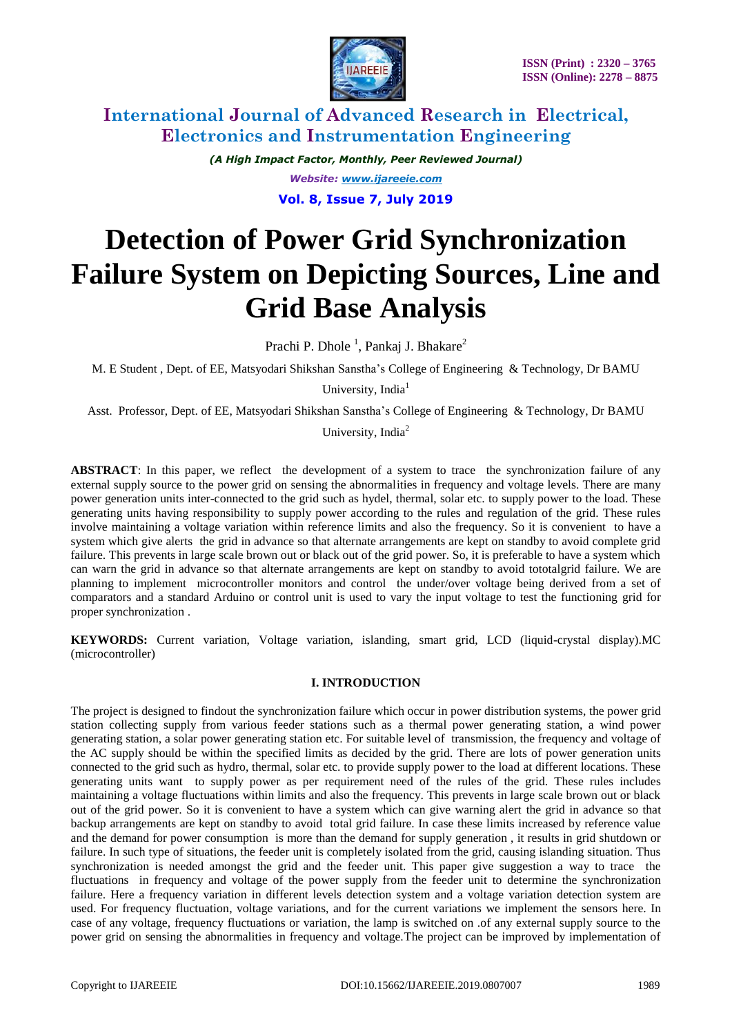# Detection of Power Grid Synchronization Failure System on Depicting Sources, Line and Grid Base Analysis

Prachi P. Dhole [1], Pankaj J. Bhakare[2]

M. E Student , Dept. of EE, Matsyodari Shikshan Sanstha's College of Engineering & Technology, Dr BAMU University, India[1]

Asst. Professor, Dept. of EE, Matsyodari Shikshan Sanstha's College of Engineering & Technology, Dr BAMU University, India[2]

**ABSTRACT**: In this paper, we reflect the development of a system to trace the synchronization failure of any external supply source to the power grid on sensing the abnormalities in frequency and voltage levels. There are many power generation units inter-connected to the grid such as hydel, thermal, solar etc. to supply power to the load. These generating units having responsibility to supply power according to the rules and regulation of the grid. These rules involve maintaining a voltage variation within reference limits and also the frequency. So it is convenient to have a system which give alerts the grid in advance so that alternate arrangements are kept on standby to avoid complete grid failure. This prevents in large scale brown out or black out of the grid power. So, it is preferable to have a system which can warn the grid in advance so that alternate arrangements are kept on standby to avoid tototalgrid failure. We are planning to implement microcontroller monitors and control the under/over voltage being derived from a set of comparators and a standard Arduino or control unit is used to vary the input voltage to test the functioning grid for proper synchronization .

**KEYWORDS:** Current variation, Voltage variation, islanding, smart grid, LCD (liquid-crystal display).MC (microcontroller)

## I. INTRODUCTION

The project is designed to findout the synchronization failure which occur in power distribution systems, the power grid station collecting supply from various feeder stations such as a thermal power generating station, a wind power generating station, a solar power generating station etc. For suitable level of transmission, the frequency and voltage of the AC supply should be within the specified limits as decided by the grid. There are lots of power generation units connected to the grid such as hydro, thermal, solar etc. to provide supply power to the load at different locations. These generating units want to supply power as per requirement need of the rules of the grid. These rules includes maintaining a voltage fluctuations within limits and also the frequency. This prevents in large scale brown out or black out of the grid power. So it is convenient to have a system which can give warning alert the grid in advance so that backup arrangements are kept on standby to avoid total grid failure. In case these limits increased by reference value and the demand for power consumption is more than the demand for supply generation , it results in grid shutdown or failure. In such type of situations, the feeder unit is completely isolated from the grid, causing islanding situation. Thus synchronization is needed amongst the grid and the feeder unit. This paper give suggestion a way to trace the fluctuations in frequency and voltage of the power supply from the feeder unit to determine the synchronization failure. Here a frequency variation in different levels detection system and a voltage variation detection system are used. For frequency fluctuation, voltage variations, and for the current variations we implement the sensors here. In case of any voltage, frequency fluctuations or variation, the lamp is switched on .of any external supply source to the power grid on sensing the abnormalities in frequency and voltage.The project can be improved by implementation of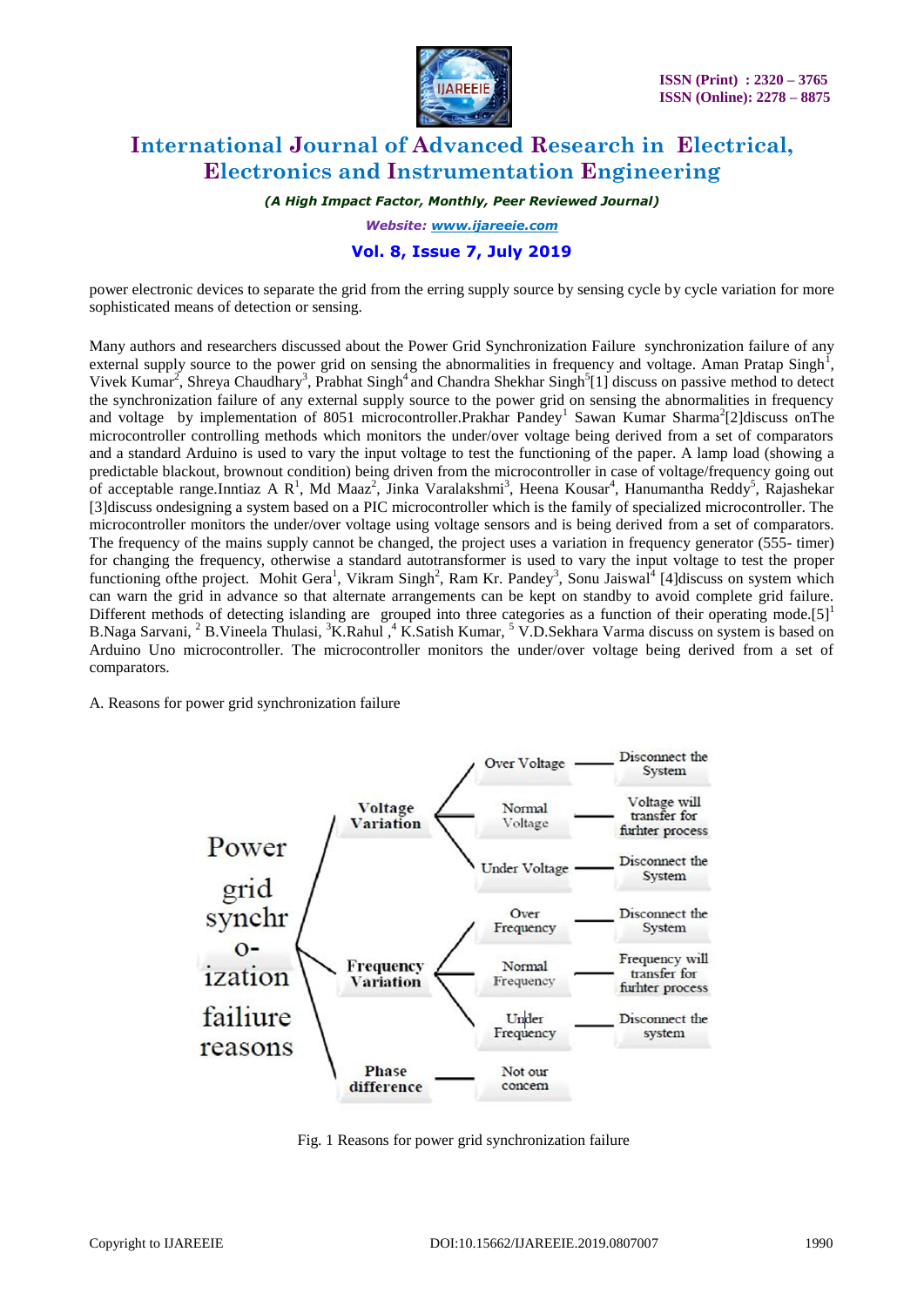power electronic devices to separate the grid from the erring supply source by sensing cycle by cycle variation for more sophisticated means of detection or sensing.

Many authors and researchers discussed about the Power Grid Synchronization Failure synchronization failure of any external supply source to the power grid on sensing the abnormalities in frequency and voltage. Aman Pratap Singh[1], Vivek Kumar[2], Shreya Chaudhary[3], Prabhat Singh[4] and Chandra Shekhar Singh[5][1] discuss on passive method to detect the synchronization failure of any external supply source to the power grid on sensing the abnormalities in frequency and voltage by implementation of 8051 microcontroller.Prakhar Pandey[1] Sawan Kumar Sharma[2][2]discuss onThe microcontroller controlling methods which monitors the under/over voltage being derived from a set of comparators and a standard Arduino is used to vary the input voltage to test the functioning of the paper. A lamp load (showing a predictable blackout, brownout condition) being driven from the microcontroller in case of voltage/frequency going out of acceptable range.Inntiaz A R[1], Md Maaz[2], Jinka Varalakshmi[3], Heena Kousar[4], Hanumantha Reddy[5], Rajashekar [3]discuss ondesigning a system based on a PIC microcontroller which is the family of specialized microcontroller. The microcontroller monitors the under/over voltage using voltage sensors and is being derived from a set of comparators. The frequency of the mains supply cannot be changed, the project uses a variation in frequency generator (555- timer) for changing the frequency, otherwise a standard autotransformer is used to vary the input voltage to test the proper functioning ofthe project. Mohit Gera[1], Vikram Singh[2], Ram Kr. Pandey[3], Sonu Jaiswal[4] [4]discuss on system which can warn the grid in advance so that alternate arrangements can be kept on standby to avoid complete grid failure. Different methods of detecting islanding are grouped into three categories as a function of their operating mode.[5][1] B.Naga Sarvani, [2] B.Vineela Thulasi, [3]K.Rahul ,[4] K.Satish Kumar, [5] V.D.Sekhara Varma discuss on system is based on Arduino Uno microcontroller. The microcontroller monitors the under/over voltage being derived from a set of comparators.

A. Reasons for power grid synchronization failure

Power grid synchronization failure reasons
- Voltage Variation
  - Over Voltage — Disconnect the System
  - Normal Voltage — Voltage will transfer for furhter process
  - Under Voltage — Disconnect the System
- Frequency Variation
  - Over Frequency — Disconnect the System
  - Normal Frequency — Frequency will transfer for furhter process
  - Under Frequency — Disconnect the system
- Phase difference — Not our concern

Fig. 1 Reasons for power grid synchronization failure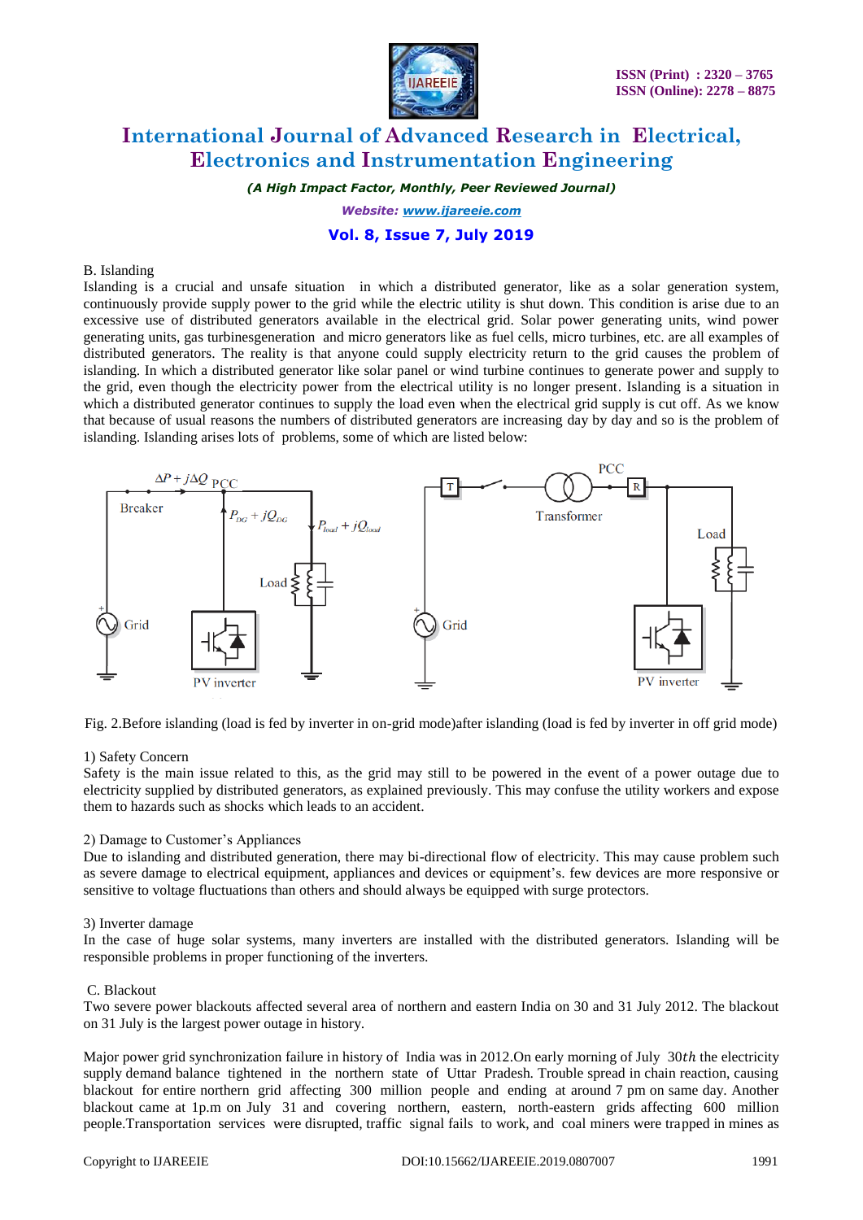### B. Islanding

Islanding is a crucial and unsafe situation in which a distributed generator, like as a solar generation system, continuously provide supply power to the grid while the electric utility is shut down. This condition is arise due to an excessive use of distributed generators available in the electrical grid. Solar power generating units, wind power generating units, gas turbinesgeneration and micro generators like as fuel cells, micro turbines, etc. are all examples of distributed generators. The reality is that anyone could supply electricity return to the grid causes the problem of islanding. In which a distributed generator like solar panel or wind turbine continues to generate power and supply to the grid, even though the electricity power from the electrical utility is no longer present. Islanding is a situation in which a distributed generator continues to supply the load even when the electrical grid supply is cut off. As we know that because of usual reasons the numbers of distributed generators are increasing day by day and so is the problem of islanding. Islanding arises lots of problems, some of which are listed below:

Fig. 2.Before islanding (load is fed by inverter in on-grid mode)after islanding (load is fed by inverter in off grid mode)

#### 1) Safety Concern

Safety is the main issue related to this, as the grid may still to be powered in the event of a power outage due to electricity supplied by distributed generators, as explained previously. This may confuse the utility workers and expose them to hazards such as shocks which leads to an accident.

#### 2) Damage to Customer's Appliances

Due to islanding and distributed generation, there may bi-directional flow of electricity. This may cause problem such as severe damage to electrical equipment, appliances and devices or equipment's. few devices are more responsive or sensitive to voltage fluctuations than others and should always be equipped with surge protectors.

#### 3) Inverter damage

In the case of huge solar systems, many inverters are installed with the distributed generators. Islanding will be responsible problems in proper functioning of the inverters.

### C. Blackout

Two severe power blackouts affected several area of northern and eastern India on 30 and 31 July 2012. The blackout on 31 July is the largest power outage in history.

Major power grid synchronization failure in history of India was in 2012.On early morning of July 30*th* the electricity supply demand balance tightened in the northern state of Uttar Pradesh. Trouble spread in chain reaction, causing blackout for entire northern grid affecting 300 million people and ending at around 7 pm on same day. Another blackout came at 1p.m on July 31 and covering northern, eastern, north-eastern grids affecting 600 million people.Transportation services were disrupted, traffic signal fails to work, and coal miners were trapped in mines as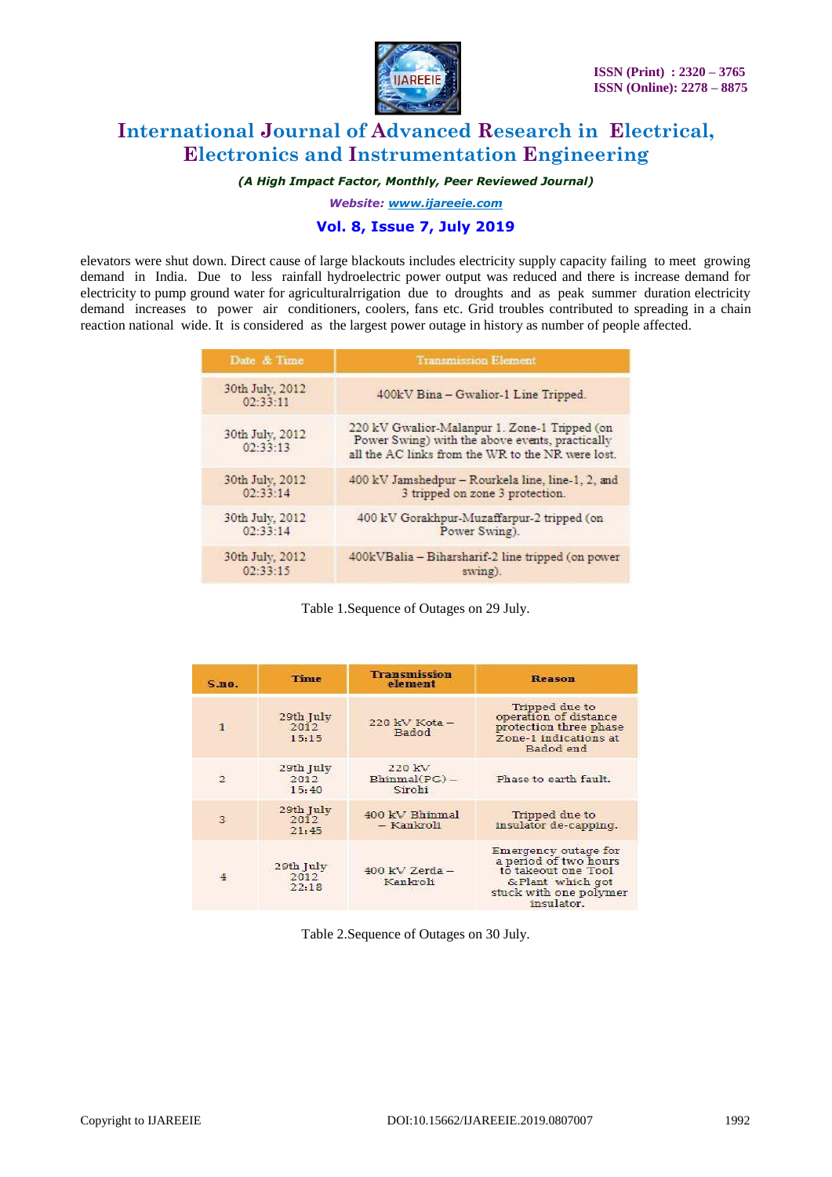elevators were shut down. Direct cause of large blackouts includes electricity supply capacity failing to meet growing demand in India. Due to less rainfall hydroelectric power output was reduced and there is increase demand for electricity to pump ground water for agriculturalrrigation due to droughts and as peak summer duration electricity demand increases to power air conditioners, coolers, fans etc. Grid troubles contributed to spreading in a chain reaction national wide. It is considered as the largest power outage in history as number of people affected.

| Date & Time | Transmission Element |
|---|---|
| 30th July, 2012 02:33:11 | 400kV Bina – Gwalior-1 Line Tripped. |
| 30th July, 2012 02:33:13 | 220 kV Gwalior-Malanpur 1. Zone-1 Tripped (on Power Swing) with the above events, practically all the AC links from the WR to the NR were lost. |
| 30th July, 2012 02:33:14 | 400 kV Jamshedpur – Rourkela line, line-1, 2, and 3 tripped on zone 3 protection. |
| 30th July, 2012 02:33:14 | 400 kV Gorakhpur-Muzaffarpur-2 tripped (on Power Swing). |
| 30th July, 2012 02:33:15 | 400kVBalia – Biharsharif-2 line tripped (on power swing). |

Table 1.Sequence of Outages on 29 July.

| S.no. | Time | Transmission element | Reason |
|---|---|---|---|
| 1 | 29th July 2012 15:15 | 220 kV Kota – Badod | Tripped due to operation of distance protection three phase Zone-1 indications at Badod end |
| 2 | 29th July 2012 15:40 | 220 kV Bhinmal(PG) – Sirohi | Phase to earth fault. |
| 3 | 29th July 2012 21:45 | 400 kV Bhinmal – Kankroli | Tripped due to insulator de-capping. |
| 4 | 29th July 2012 22:18 | 400 kV Zerda – Kankroli | Emergency outage for a period of two hours to takeout one Tool &Plant which got stuck with one polymer insulator. |

Table 2.Sequence of Outages on 30 July.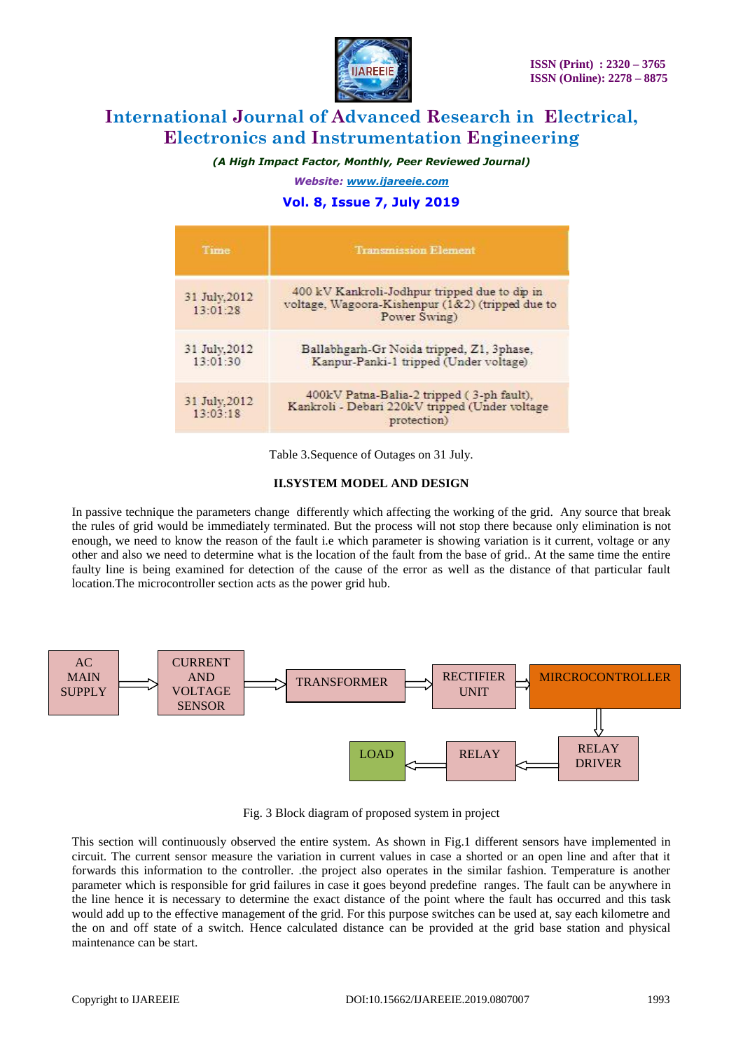| Time | Transmission Element |
| --- | --- |
| 31 July,2012 13:01:28 | 400 kV Kankroli-Jodhpur tripped due to dip in voltage, Wagoora-Kishenpur (1&2) (tripped due to Power Swing) |
| 31 July,2012 13:01:30 | Ballabhgarh-Gr Noida tripped, Z1, 3phase, Kanpur-Panki-1 tripped (Under voltage) |
| 31 July,2012 13:03:18 | 400kV Patna-Balia-2 tripped ( 3-ph fault), Kankroli - Debari 220kV tripped (Under voltage protection) |

Table 3.Sequence of Outages on 31 July.

## II.SYSTEM MODEL AND DESIGN

In passive technique the parameters change differently which affecting the working of the grid. Any source that break the rules of grid would be immediately terminated. But the process will not stop there because only elimination is not enough, we need to know the reason of the fault i.e which parameter is showing variation is it current, voltage or any other and also we need to determine what is the location of the fault from the base of grid.. At the same time the entire faulty line is being examined for detection of the cause of the error as well as the distance of that particular fault location.The microcontroller section acts as the power grid hub.

AC MAIN SUPPLY → CURRENT AND VOLTAGE SENSOR → TRANSFORMER → RECTIFIER UNIT → MIRCROCONTROLLER → RELAY DRIVER → RELAY → LOAD

Fig. 3 Block diagram of proposed system in project

This section will continuously observed the entire system. As shown in Fig.1 different sensors have implemented in circuit. The current sensor measure the variation in current values in case a shorted or an open line and after that it forwards this information to the controller. .the project also operates in the similar fashion. Temperature is another parameter which is responsible for grid failures in case it goes beyond predefine ranges. The fault can be anywhere in the line hence it is necessary to determine the exact distance of the point where the fault has occurred and this task would add up to the effective management of the grid. For this purpose switches can be used at, say each kilometre and the on and off state of a switch. Hence calculated distance can be provided at the grid base station and physical maintenance can be start.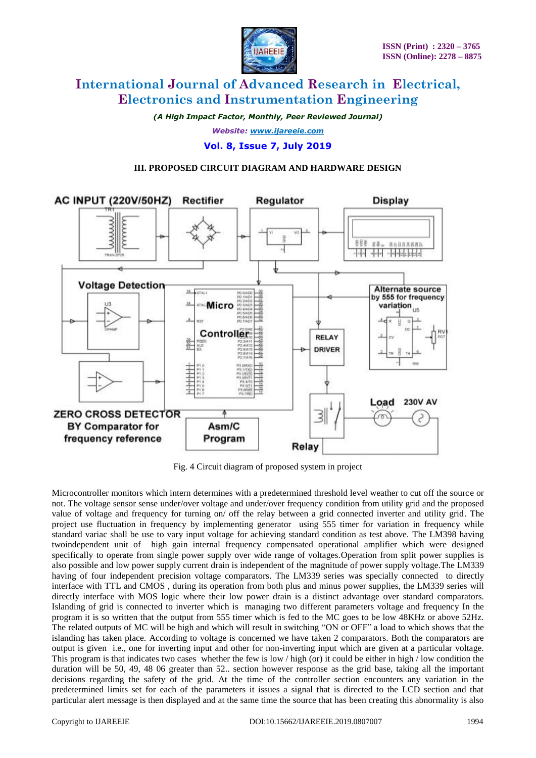## III. PROPOSED CIRCUIT DIAGRAM AND HARDWARE DESIGN

Fig. 4 Circuit diagram of proposed system in project

Microcontroller monitors which intern determines with a predetermined threshold level weather to cut off the source or not. The voltage sensor sense under/over voltage and under/over frequency condition from utility grid and the proposed value of voltage and frequency for turning on/ off the relay between a grid connected inverter and utility grid. The project use fluctuation in frequency by implementing generator using 555 timer for variation in frequency while standard variac shall be use to vary input voltage for achieving standard condition as test above. The LM398 having twoindependent unit of high gain internal frequency compensated operational amplifier which were designed specifically to operate from single power supply over wide range of voltages.Operation from split power supplies is also possible and low power supply current drain is independent of the magnitude of power supply voltage.The LM339 having of four independent precision voltage comparators. The LM339 series was specially connected to directly interface with TTL and CMOS , during its operation from both plus and minus power supplies, the LM339 series will directly interface with MOS logic where their low power drain is a distinct advantage over standard comparators. Islanding of grid is connected to inverter which is managing two different parameters voltage and frequency In the program it is so written that the output from 555 timer which is fed to the MC goes to be low 48KHz or above 52Hz. The related outputs of MC will be high and which will result in switching "ON or OFF" a load to which shows that the islanding has taken place. According to voltage is concerned we have taken 2 comparators. Both the comparators are output is given i.e., one for inverting input and other for non-inverting input which are given at a particular voltage. This program is that indicates two cases whether the few is low / high (or) it could be either in high / low condition the duration will be 50, 49, 48 06 greater than 52.. section however response as the grid base, taking all the important decisions regarding the safety of the grid. At the time of the controller section encounters any variation in the predetermined limits set for each of the parameters it issues a signal that is directed to the LCD section and that particular alert message is then displayed and at the same time the source that has been creating this abnormality is also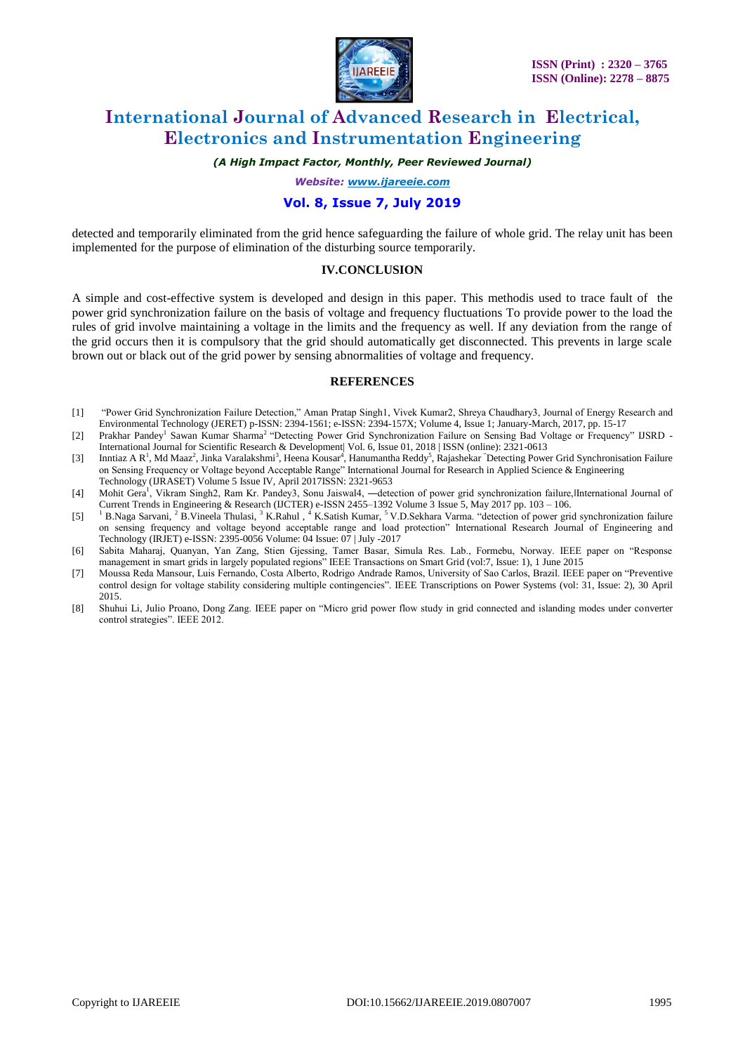detected and temporarily eliminated from the grid hence safeguarding the failure of whole grid. The relay unit has been implemented for the purpose of elimination of the disturbing source temporarily.

## IV.CONCLUSION

A simple and cost-effective system is developed and design in this paper. This methodis used to trace fault of the power grid synchronization failure on the basis of voltage and frequency fluctuations To provide power to the load the rules of grid involve maintaining a voltage in the limits and the frequency as well. If any deviation from the range of the grid occurs then it is compulsory that the grid should automatically get disconnected. This prevents in large scale brown out or black out of the grid power by sensing abnormalities of voltage and frequency.

## REFERENCES

[1] "Power Grid Synchronization Failure Detection," Aman Pratap Singh1, Vivek Kumar2, Shreya Chaudhary3, Journal of Energy Research and Environmental Technology (JERET) p-ISSN: 2394-1561; e-ISSN: 2394-157X; Volume 4, Issue 1; January-March, 2017, pp. 15-17

[2] Prakhar Pandey[1] Sawan Kumar Sharma[2] "Detecting Power Grid Synchronization Failure on Sensing Bad Voltage or Frequency" IJSRD - International Journal for Scientific Research & Development| Vol. 6, Issue 01, 2018 | ISSN (online): 2321-0613

[3] Inntiaz A R[1], Md Maaz[2], Jinka Varalakshmi[3], Heena Kousar[4], Hanumantha Reddy[5], Rajashekar "Detecting Power Grid Synchronisation Failure on Sensing Frequency or Voltage beyond Acceptable Range" International Journal for Research in Applied Science & Engineering Technology (IJRASET) Volume 5 Issue IV, April 2017ISSN: 2321-9653

[4] Mohit Gera[1], Vikram Singh2, Ram Kr. Pandey3, Sonu Jaiswal4, ―detection of power grid synchronization failure,‖International Journal of Current Trends in Engineering & Research (IJCTER) e-ISSN 2455–1392 Volume 3 Issue 5, May 2017 pp. 103 – 106.

[5] [1] B.Naga Sarvani, [2] B.Vineela Thulasi, [3] K.Rahul , [4] K.Satish Kumar, [5] V.D.Sekhara Varma. "detection of power grid synchronization failure on sensing frequency and voltage beyond acceptable range and load protection" International Research Journal of Engineering and Technology (IRJET) e-ISSN: 2395-0056 Volume: 04 Issue: 07 | July -2017

[6] Sabita Maharaj, Quanyan, Yan Zang, Stien Gjessing, Tamer Basar, Simula Res. Lab., Formebu, Norway. IEEE paper on "Response management in smart grids in largely populated regions" IEEE Transactions on Smart Grid (vol:7, Issue: 1), 1 June 2015

[7] Moussa Reda Mansour, Luis Fernando, Costa Alberto, Rodrigo Andrade Ramos, University of Sao Carlos, Brazil. IEEE paper on "Preventive control design for voltage stability considering multiple contingencies". IEEE Transcriptions on Power Systems (vol: 31, Issue: 2), 30 April 2015.

[8] Shuhui Li, Julio Proano, Dong Zang. IEEE paper on "Micro grid power flow study in grid connected and islanding modes under converter control strategies". IEEE 2012.